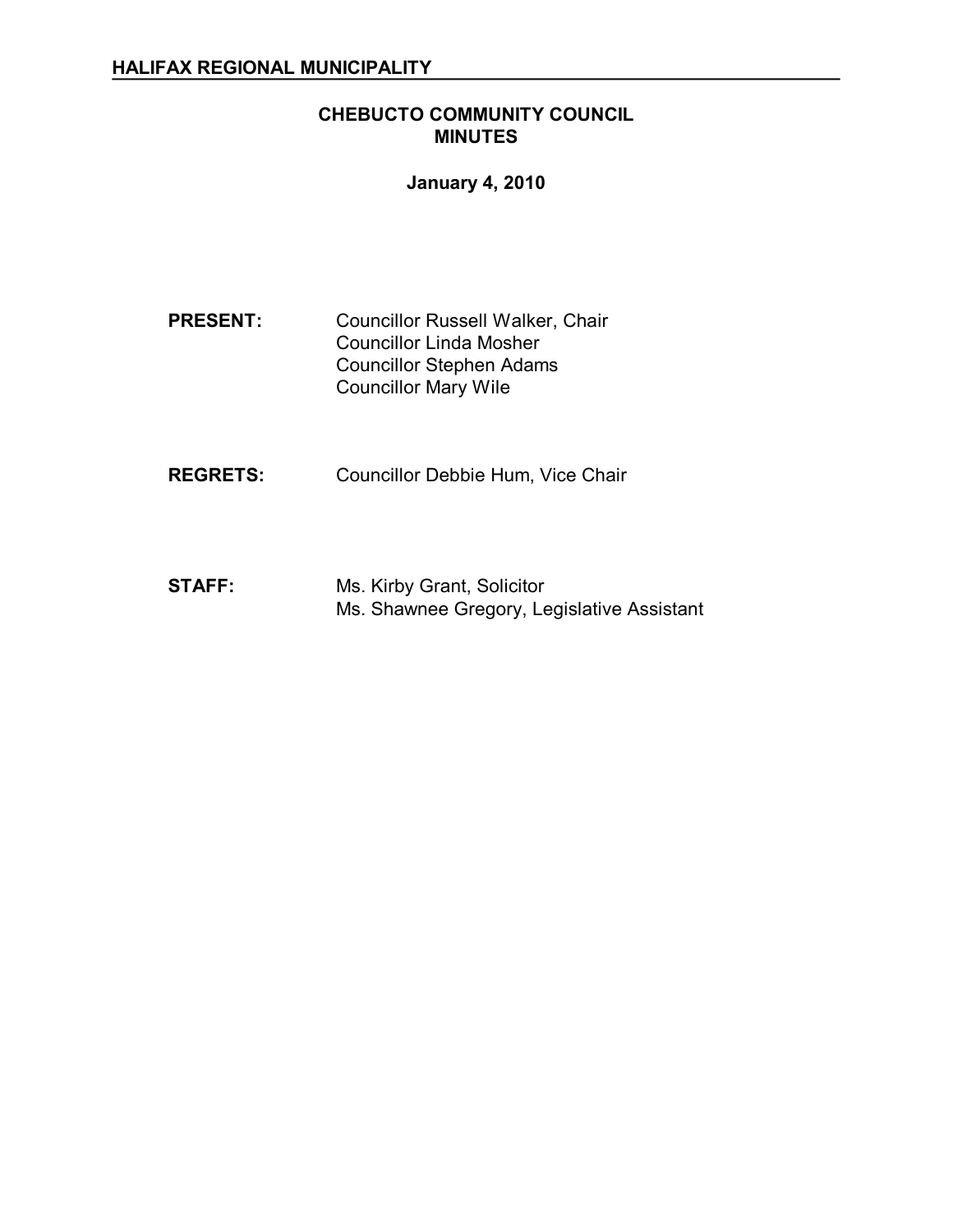**HALIFAX REGIONAL MUNICIPALITY**

# CHEBUCTO COMMUNITY COUNCIL MINUTES

**January 4, 2010**

**PRESENT:** Councillor Russell Walker, Chair
Councillor Linda Mosher
Councillor Stephen Adams
Councillor Mary Wile

**REGRETS:** Councillor Debbie Hum, Vice Chair

**STAFF:** Ms. Kirby Grant, Solicitor
Ms. Shawnee Gregory, Legislative Assistant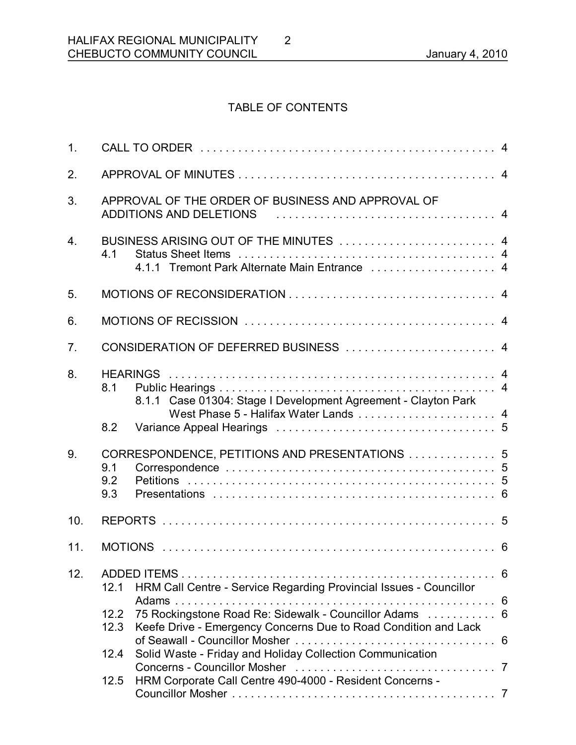# TABLE OF CONTENTS

1. CALL TO ORDER . . . . . . . . . . . . . . . . . . . . . . . . . . . . . . . . . . . . . . . . . . . . . . . . 4
2. APPROVAL OF MINUTES . . . . . . . . . . . . . . . . . . . . . . . . . . . . . . . . . . . . . . . . . 4
3. APPROVAL OF THE ORDER OF BUSINESS AND APPROVAL OF ADDITIONS AND DELETIONS . . . . . . . . . . . . . . . . . . . . . . . . . . . . . . . . . . . 4
4. BUSINESS ARISING OUT OF THE MINUTES . . . . . . . . . . . . . . . . . . . . . . . . . 4
   - 4.1 Status Sheet Items . . . . . . . . . . . . . . . . . . . . . . . . . . . . . . . . . . . . . . . . . 4
     - 4.1.1 Tremont Park Alternate Main Entrance . . . . . . . . . . . . . . . . . . . . 4
5. MOTIONS OF RECONSIDERATION . . . . . . . . . . . . . . . . . . . . . . . . . . . . . . . . 4
6. MOTIONS OF RECISSION . . . . . . . . . . . . . . . . . . . . . . . . . . . . . . . . . . . . . . . 4
7. CONSIDERATION OF DEFERRED BUSINESS . . . . . . . . . . . . . . . . . . . . . . . . 4
8. HEARINGS . . . . . . . . . . . . . . . . . . . . . . . . . . . . . . . . . . . . . . . . . . . . . . . . . . . 4
   - 8.1 Public Hearings . . . . . . . . . . . . . . . . . . . . . . . . . . . . . . . . . . . . . . . . . . . 4
     - 8.1.1 Case 01304: Stage I Development Agreement - Clayton Park West Phase 5 - Halifax Water Lands . . . . . . . . . . . . . . . . . . . . . . 4
   - 8.2 Variance Appeal Hearings . . . . . . . . . . . . . . . . . . . . . . . . . . . . . . . . . . 5
9. CORRESPONDENCE, PETITIONS AND PRESENTATIONS . . . . . . . . . . . . . . 5
   - 9.1 Correspondence . . . . . . . . . . . . . . . . . . . . . . . . . . . . . . . . . . . . . . . . . . 5
   - 9.2 Petitions . . . . . . . . . . . . . . . . . . . . . . . . . . . . . . . . . . . . . . . . . . . . . . . . 5
   - 9.3 Presentations . . . . . . . . . . . . . . . . . . . . . . . . . . . . . . . . . . . . . . . . . . . . 6
10. REPORTS . . . . . . . . . . . . . . . . . . . . . . . . . . . . . . . . . . . . . . . . . . . . . . . . . . . 5
11. MOTIONS . . . . . . . . . . . . . . . . . . . . . . . . . . . . . . . . . . . . . . . . . . . . . . . . . . . 6
12. ADDED ITEMS . . . . . . . . . . . . . . . . . . . . . . . . . . . . . . . . . . . . . . . . . . . . . . . . 6
   - 12.1 HRM Call Centre - Service Regarding Provincial Issues - Councillor Adams . . . . . . . . . . . . . . . . . . . . . . . . . . . . . . . . . . . . . . . . . . . . . . . . . . 6
   - 12.2 75 Rockingstone Road Re: Sidewalk - Councillor Adams . . . . . . . . . . . 6
   - 12.3 Keefe Drive - Emergency Concerns Due to Road Condition and Lack of Seawall - Councillor Mosher . . . . . . . . . . . . . . . . . . . . . . . . . . . . . . . 6
   - 12.4 Solid Waste - Friday and Holiday Collection Communication Concerns - Councillor Mosher . . . . . . . . . . . . . . . . . . . . . . . . . . . . . . . 7
   - 12.5 HRM Corporate Call Centre 490-4000 - Resident Concerns - Councillor Mosher . . . . . . . . . . . . . . . . . . . . . . . . . . . . . . . . . . . . . . . . . . 7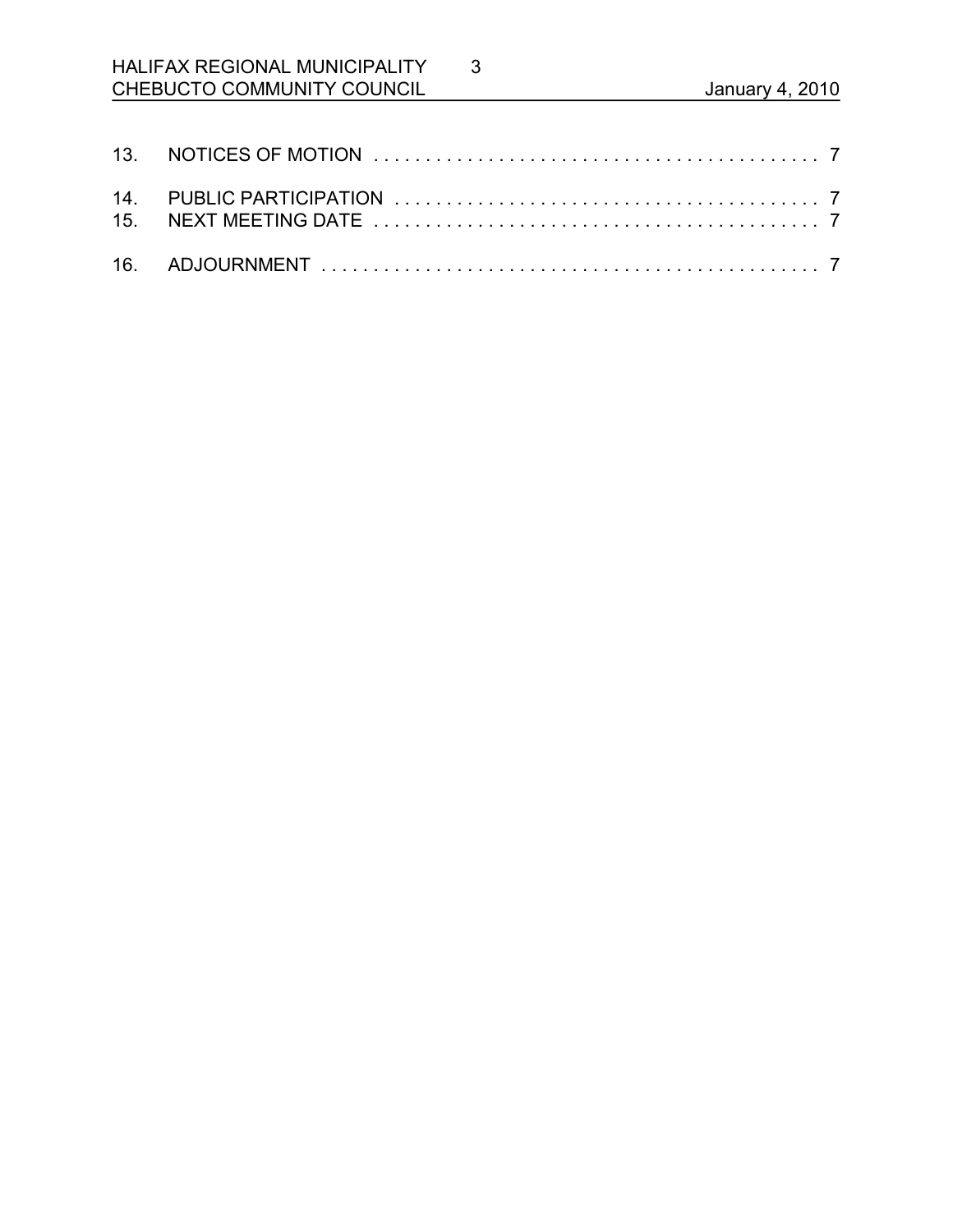13. NOTICES OF MOTION . . . . . . . . . . . . . . . . . . . . . . . . . . . . . . . . . . . . . . . . . . . . 7

14. PUBLIC PARTICIPATION . . . . . . . . . . . . . . . . . . . . . . . . . . . . . . . . . . . . . . . . . . 7
15. NEXT MEETING DATE . . . . . . . . . . . . . . . . . . . . . . . . . . . . . . . . . . . . . . . . . . . 7

16. ADJOURNMENT . . . . . . . . . . . . . . . . . . . . . . . . . . . . . . . . . . . . . . . . . . . . . . . . . 7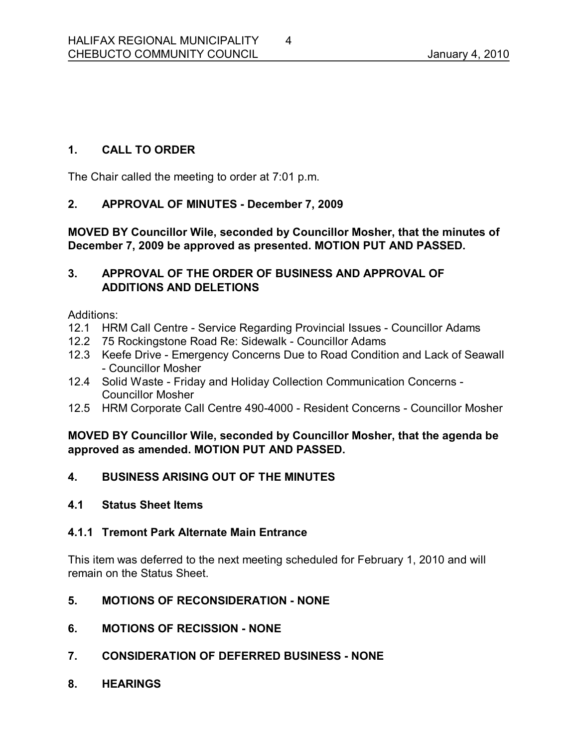## 1. CALL TO ORDER

The Chair called the meeting to order at 7:01 p.m.

## 2. APPROVAL OF MINUTES - December 7, 2009

**MOVED BY Councillor Wile, seconded by Councillor Mosher, that the minutes of December 7, 2009 be approved as presented. MOTION PUT AND PASSED.**

## 3. APPROVAL OF THE ORDER OF BUSINESS AND APPROVAL OF ADDITIONS AND DELETIONS

Additions:

12.1 HRM Call Centre - Service Regarding Provincial Issues - Councillor Adams
12.2 75 Rockingstone Road Re: Sidewalk - Councillor Adams
12.3 Keefe Drive - Emergency Concerns Due to Road Condition and Lack of Seawall - Councillor Mosher
12.4 Solid Waste - Friday and Holiday Collection Communication Concerns - Councillor Mosher
12.5 HRM Corporate Call Centre 490-4000 - Resident Concerns - Councillor Mosher

**MOVED BY Councillor Wile, seconded by Councillor Mosher, that the agenda be approved as amended. MOTION PUT AND PASSED.**

## 4. BUSINESS ARISING OUT OF THE MINUTES

### 4.1 Status Sheet Items

### 4.1.1 Tremont Park Alternate Main Entrance

This item was deferred to the next meeting scheduled for February 1, 2010 and will remain on the Status Sheet.

## 5. MOTIONS OF RECONSIDERATION - NONE

## 6. MOTIONS OF RECISSION - NONE

## 7. CONSIDERATION OF DEFERRED BUSINESS - NONE

## 8. HEARINGS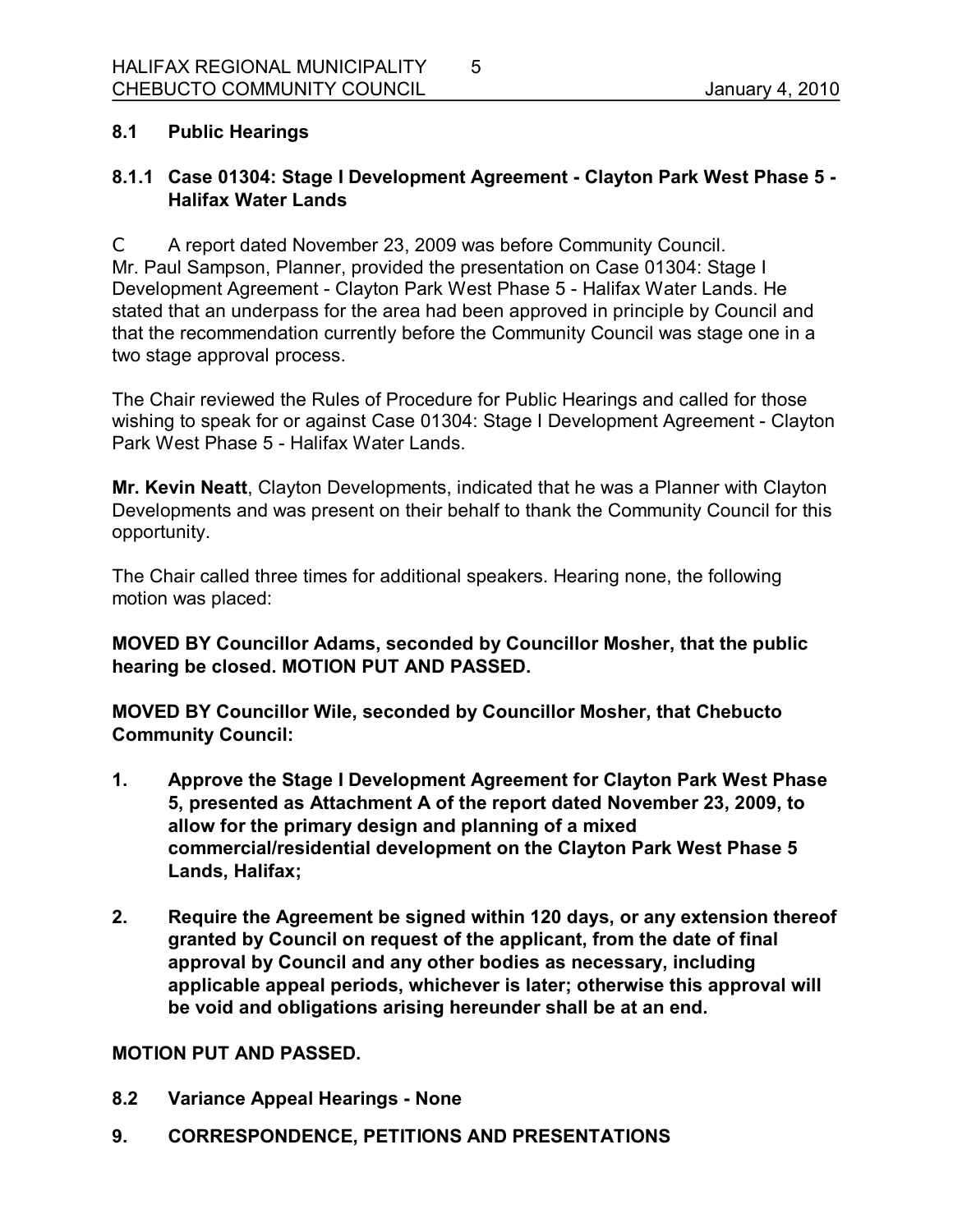## 8.1 Public Hearings

### 8.1.1 Case 01304: Stage I Development Agreement - Clayton Park West Phase 5 - Halifax Water Lands

C A report dated November 23, 2009 was before Community Council.
Mr. Paul Sampson, Planner, provided the presentation on Case 01304: Stage I Development Agreement - Clayton Park West Phase 5 - Halifax Water Lands. He stated that an underpass for the area had been approved in principle by Council and that the recommendation currently before the Community Council was stage one in a two stage approval process.

The Chair reviewed the Rules of Procedure for Public Hearings and called for those wishing to speak for or against Case 01304: Stage I Development Agreement - Clayton Park West Phase 5 - Halifax Water Lands.

**Mr. Kevin Neatt**, Clayton Developments, indicated that he was a Planner with Clayton Developments and was present on their behalf to thank the Community Council for this opportunity.

The Chair called three times for additional speakers. Hearing none, the following motion was placed:

**MOVED BY Councillor Adams, seconded by Councillor Mosher, that the public hearing be closed. MOTION PUT AND PASSED.**

**MOVED BY Councillor Wile, seconded by Councillor Mosher, that Chebucto Community Council:**

1. **Approve the Stage I Development Agreement for Clayton Park West Phase 5, presented as Attachment A of the report dated November 23, 2009, to allow for the primary design and planning of a mixed commercial/residential development on the Clayton Park West Phase 5 Lands, Halifax;**

2. **Require the Agreement be signed within 120 days, or any extension thereof granted by Council on request of the applicant, from the date of final approval by Council and any other bodies as necessary, including applicable appeal periods, whichever is later; otherwise this approval will be void and obligations arising hereunder shall be at an end.**

**MOTION PUT AND PASSED.**

## 8.2 Variance Appeal Hearings - None

## 9. CORRESPONDENCE, PETITIONS AND PRESENTATIONS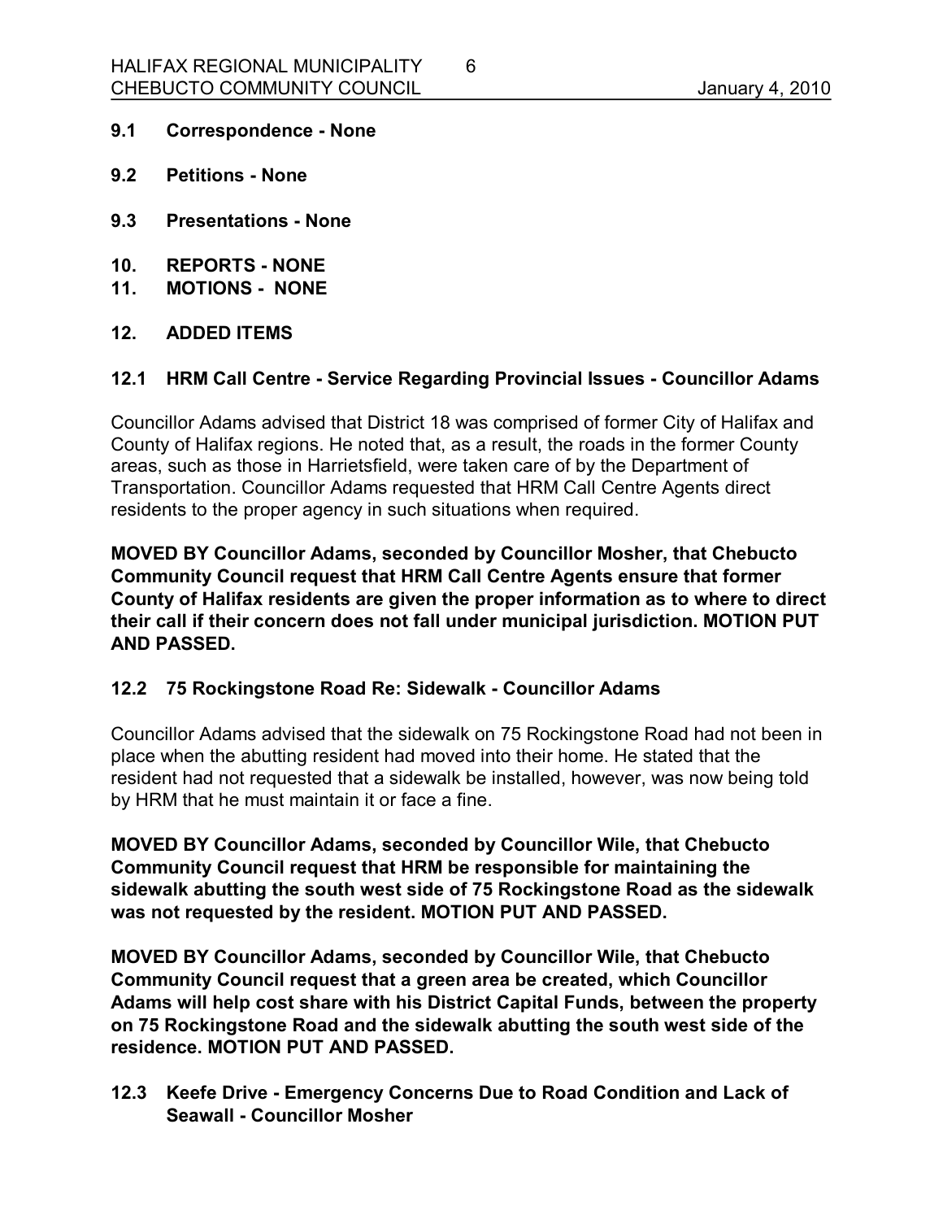## 9.1 Correspondence - None

## 9.2 Petitions - None

## 9.3 Presentations - None

# 10. REPORTS - NONE

# 11. MOTIONS - NONE

# 12. ADDED ITEMS

## 12.1 HRM Call Centre - Service Regarding Provincial Issues - Councillor Adams

Councillor Adams advised that District 18 was comprised of former City of Halifax and County of Halifax regions. He noted that, as a result, the roads in the former County areas, such as those in Harrietsfield, were taken care of by the Department of Transportation. Councillor Adams requested that HRM Call Centre Agents direct residents to the proper agency in such situations when required.

**MOVED BY Councillor Adams, seconded by Councillor Mosher, that Chebucto Community Council request that HRM Call Centre Agents ensure that former County of Halifax residents are given the proper information as to where to direct their call if their concern does not fall under municipal jurisdiction. MOTION PUT AND PASSED.**

## 12.2 75 Rockingstone Road Re: Sidewalk - Councillor Adams

Councillor Adams advised that the sidewalk on 75 Rockingstone Road had not been in place when the abutting resident had moved into their home. He stated that the resident had not requested that a sidewalk be installed, however, was now being told by HRM that he must maintain it or face a fine.

**MOVED BY Councillor Adams, seconded by Councillor Wile, that Chebucto Community Council request that HRM be responsible for maintaining the sidewalk abutting the south west side of 75 Rockingstone Road as the sidewalk was not requested by the resident. MOTION PUT AND PASSED.**

**MOVED BY Councillor Adams, seconded by Councillor Wile, that Chebucto Community Council request that a green area be created, which Councillor Adams will help cost share with his District Capital Funds, between the property on 75 Rockingstone Road and the sidewalk abutting the south west side of the residence. MOTION PUT AND PASSED.**

## 12.3 Keefe Drive - Emergency Concerns Due to Road Condition and Lack of Seawall - Councillor Mosher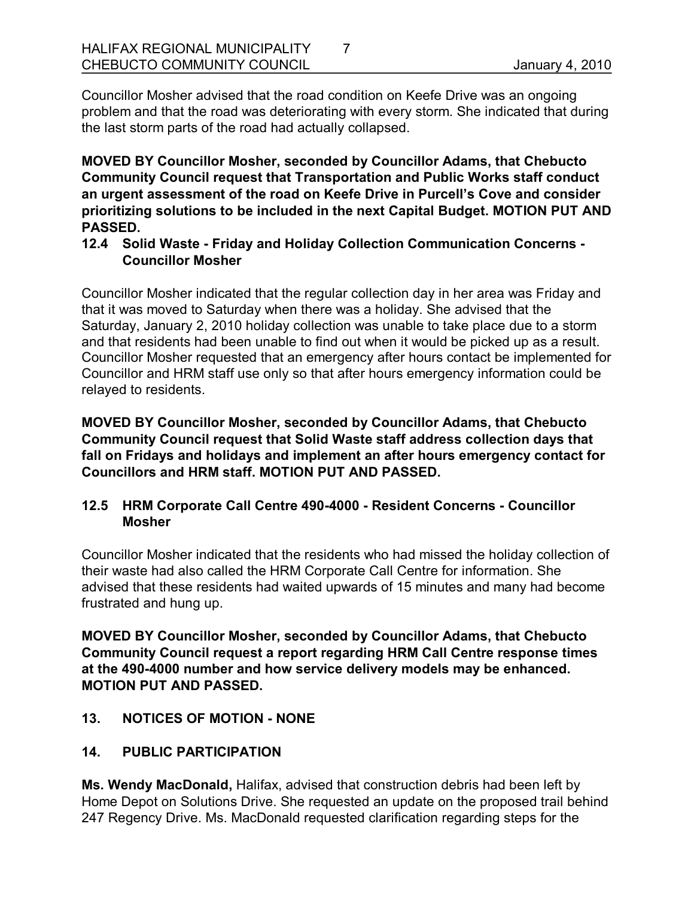Councillor Mosher advised that the road condition on Keefe Drive was an ongoing problem and that the road was deteriorating with every storm. She indicated that during the last storm parts of the road had actually collapsed.

**MOVED BY Councillor Mosher, seconded by Councillor Adams, that Chebucto Community Council request that Transportation and Public Works staff conduct an urgent assessment of the road on Keefe Drive in Purcell's Cove and consider prioritizing solutions to be included in the next Capital Budget. MOTION PUT AND PASSED.**

### 12.4 Solid Waste - Friday and Holiday Collection Communication Concerns - Councillor Mosher

Councillor Mosher indicated that the regular collection day in her area was Friday and that it was moved to Saturday when there was a holiday. She advised that the Saturday, January 2, 2010 holiday collection was unable to take place due to a storm and that residents had been unable to find out when it would be picked up as a result. Councillor Mosher requested that an emergency after hours contact be implemented for Councillor and HRM staff use only so that after hours emergency information could be relayed to residents.

**MOVED BY Councillor Mosher, seconded by Councillor Adams, that Chebucto Community Council request that Solid Waste staff address collection days that fall on Fridays and holidays and implement an after hours emergency contact for Councillors and HRM staff. MOTION PUT AND PASSED.**

### 12.5 HRM Corporate Call Centre 490-4000 - Resident Concerns - Councillor Mosher

Councillor Mosher indicated that the residents who had missed the holiday collection of their waste had also called the HRM Corporate Call Centre for information. She advised that these residents had waited upwards of 15 minutes and many had become frustrated and hung up.

**MOVED BY Councillor Mosher, seconded by Councillor Adams, that Chebucto Community Council request a report regarding HRM Call Centre response times at the 490-4000 number and how service delivery models may be enhanced. MOTION PUT AND PASSED.**

## 13. NOTICES OF MOTION - NONE

## 14. PUBLIC PARTICIPATION

**Ms. Wendy MacDonald,** Halifax, advised that construction debris had been left by Home Depot on Solutions Drive. She requested an update on the proposed trail behind 247 Regency Drive. Ms. MacDonald requested clarification regarding steps for the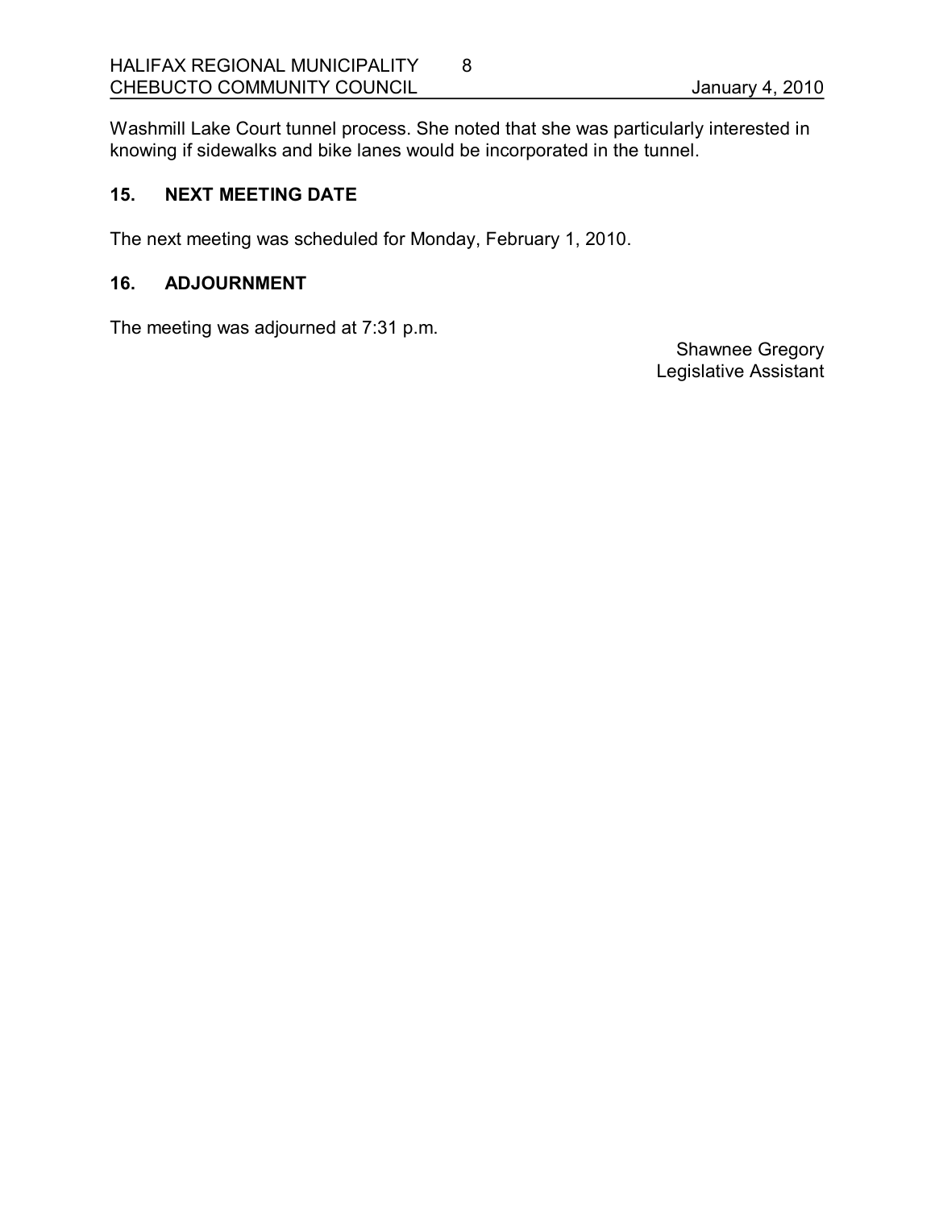Washmill Lake Court tunnel process. She noted that she was particularly interested in knowing if sidewalks and bike lanes would be incorporated in the tunnel.

## 15. NEXT MEETING DATE

The next meeting was scheduled for Monday, February 1, 2010.

## 16. ADJOURNMENT

The meeting was adjourned at 7:31 p.m.

Shawnee Gregory
Legislative Assistant